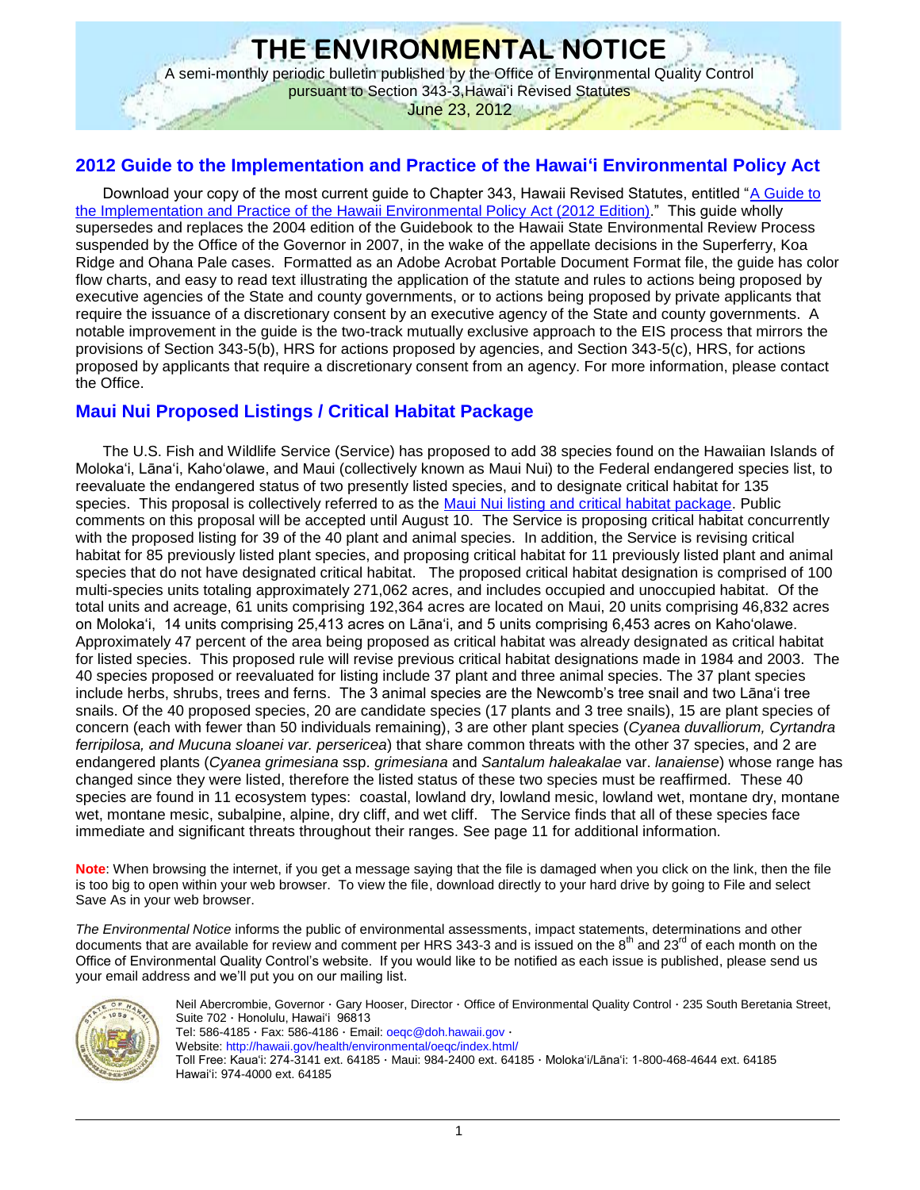# THE ENVIRONMENTAL NOTICE

A semi-monthly periodic bulletin published by the Office of Environmental Quality Control pursuant to Section 343-3, Hawaiʻi Revised Statutes

June 23, 2012

## 2012 Guide to the Implementation and Practice of the Hawaiʻi Environmental Policy Act

Download your copy of the most current guide to Chapter 343, Hawaii Revised Statutes, entitled "A Guide to the Implementation and Practice of the Hawaii Environmental Policy Act (2012 Edition)." This guide wholly supersedes and replaces the 2004 edition of the Guidebook to the Hawaii State Environmental Review Process suspended by the Office of the Governor in 2007, in the wake of the appellate decisions in the Superferry, Koa Ridge and Ohana Pale cases. Formatted as an Adobe Acrobat Portable Document Format file, the guide has color flow charts, and easy to read text illustrating the application of the statute and rules to actions being proposed by executive agencies of the State and county governments, or to actions being proposed by private applicants that require the issuance of a discretionary consent by an executive agency of the State and county governments. A notable improvement in the guide is the two-track mutually exclusive approach to the EIS process that mirrors the provisions of Section 343-5(b), HRS for actions proposed by agencies, and Section 343-5(c), HRS, for actions proposed by applicants that require a discretionary consent from an agency. For more information, please contact the Office.

## Maui Nui Proposed Listings / Critical Habitat Package

The U.S. Fish and Wildlife Service (Service) has proposed to add 38 species found on the Hawaiian Islands of Molokaʻi, Lānaʻi, Kahoʻolawe, and Maui (collectively known as Maui Nui) to the Federal endangered species list, to reevaluate the endangered status of two presently listed species, and to designate critical habitat for 135 species. This proposal is collectively referred to as the Maui Nui listing and critical habitat package. Public comments on this proposal will be accepted until August 10. The Service is proposing critical habitat concurrently with the proposed listing for 39 of the 40 plant and animal species. In addition, the Service is revising critical habitat for 85 previously listed plant species, and proposing critical habitat for 11 previously listed plant and animal species that do not have designated critical habitat. The proposed critical habitat designation is comprised of 100 multi-species units totaling approximately 271,062 acres, and includes occupied and unoccupied habitat. Of the total units and acreage, 61 units comprising 192,364 acres are located on Maui, 20 units comprising 46,832 acres on Molokaʻi, 14 units comprising 25,413 acres on Lānaʻi, and 5 units comprising 6,453 acres on Kahoʻolawe. Approximately 47 percent of the area being proposed as critical habitat was already designated as critical habitat for listed species. This proposed rule will revise previous critical habitat designations made in 1984 and 2003. The 40 species proposed or reevaluated for listing include 37 plant and three animal species. The 37 plant species include herbs, shrubs, trees and ferns. The 3 animal species are the Newcomb's tree snail and two Lānaʻi tree snails. Of the 40 proposed species, 20 are candidate species (17 plants and 3 tree snails), 15 are plant species of concern (each with fewer than 50 individuals remaining), 3 are other plant species (*Cyanea duvalliorum, Cyrtandra ferripilosa, and Mucuna sloanei var. persericea*) that share common threats with the other 37 species, and 2 are endangered plants (*Cyanea grimesiana* ssp. *grimesiana* and *Santalum haleakalae* var. *lanaiense*) whose range has changed since they were listed, therefore the listed status of these two species must be reaffirmed. These 40 species are found in 11 ecosystem types: coastal, lowland dry, lowland mesic, lowland wet, montane dry, montane wet, montane mesic, subalpine, alpine, dry cliff, and wet cliff. The Service finds that all of these species face immediate and significant threats throughout their ranges. See page 11 for additional information.

**Note**: When browsing the internet, if you get a message saying that the file is damaged when you click on the link, then the file is too big to open within your web browser. To view the file, download directly to your hard drive by going to File and select Save As in your web browser.

*The Environmental Notice* informs the public of environmental assessments, impact statements, determinations and other documents that are available for review and comment per HRS 343-3 and is issued on the 8th and 23rd of each month on the Office of Environmental Quality Control's website. If you would like to be notified as each issue is published, please send us your email address and we'll put you on our mailing list.

Neil Abercrombie, Governor · Gary Hooser, Director · Office of Environmental Quality Control · 235 South Beretania Street, Suite 702 · Honolulu, Hawaiʻi 96813
Tel: 586-4185 · Fax: 586-4186 · Email: oeqc@doh.hawaii.gov ·
Website: http://hawaii.gov/health/environmental/oeqc/index.html/
Toll Free: Kauaʻi: 274-3141 ext. 64185 · Maui: 984-2400 ext. 64185 · Molokaʻi/Lānaʻi: 1-800-468-4644 ext. 64185
Hawaiʻi: 974-4000 ext. 64185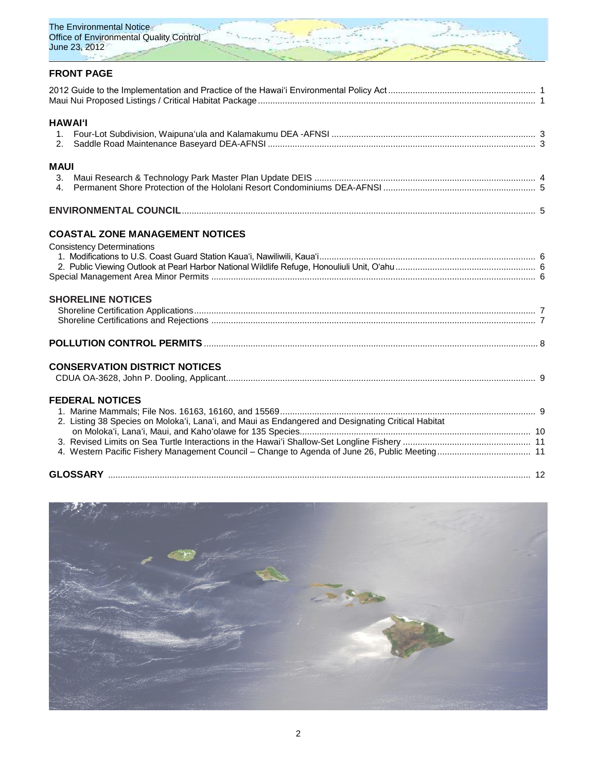## FRONT PAGE

2012 Guide to the Implementation and Practice of the Hawai'i Environmental Policy Act ........ 1
Maui Nui Proposed Listings / Critical Habitat Package ........ 1

## HAWAI'I

1. Four-Lot Subdivision, Waipuna'ula and Kalamakumu DEA -AFNSI ........ 3
2. Saddle Road Maintenance Baseyard DEA-AFNSI ........ 3

## MAUI

3. Maui Research & Technology Park Master Plan Update DEIS ........ 4
4. Permanent Shore Protection of the Hololani Resort Condominiums DEA-AFNSI ........ 5

## ENVIRONMENTAL COUNCIL ........ 5

## COASTAL ZONE MANAGEMENT NOTICES

Consistency Determinations

1. Modifications to U.S. Coast Guard Station Kaua'i, Nawiliwili, Kaua'i ........ 6
2. Public Viewing Outlook at Pearl Harbor National Wildlife Refuge, Honouliuli Unit, O'ahu ........ 6

Special Management Area Minor Permits ........ 6

## SHORELINE NOTICES

Shoreline Certification Applications ........ 7
Shoreline Certifications and Rejections ........ 7

## POLLUTION CONTROL PERMITS ........ 8

## CONSERVATION DISTRICT NOTICES

CDUA OA-3628, John P. Dooling, Applicant ........ 9

## FEDERAL NOTICES

1. Marine Mammals; File Nos. 16163, 16160, and 15569 ........ 9
2. Listing 38 Species on Moloka'i, Lana'i, and Maui as Endangered and Designating Critical Habitat on Moloka'i, Lana'i, Maui, and Kaho'olawe for 135 Species ........ 10
3. Revised Limits on Sea Turtle Interactions in the Hawai'i Shallow-Set Longline Fishery ........ 11
4. Western Pacific Fishery Management Council – Change to Agenda of June 26, Public Meeting ........ 11

## GLOSSARY ........ 12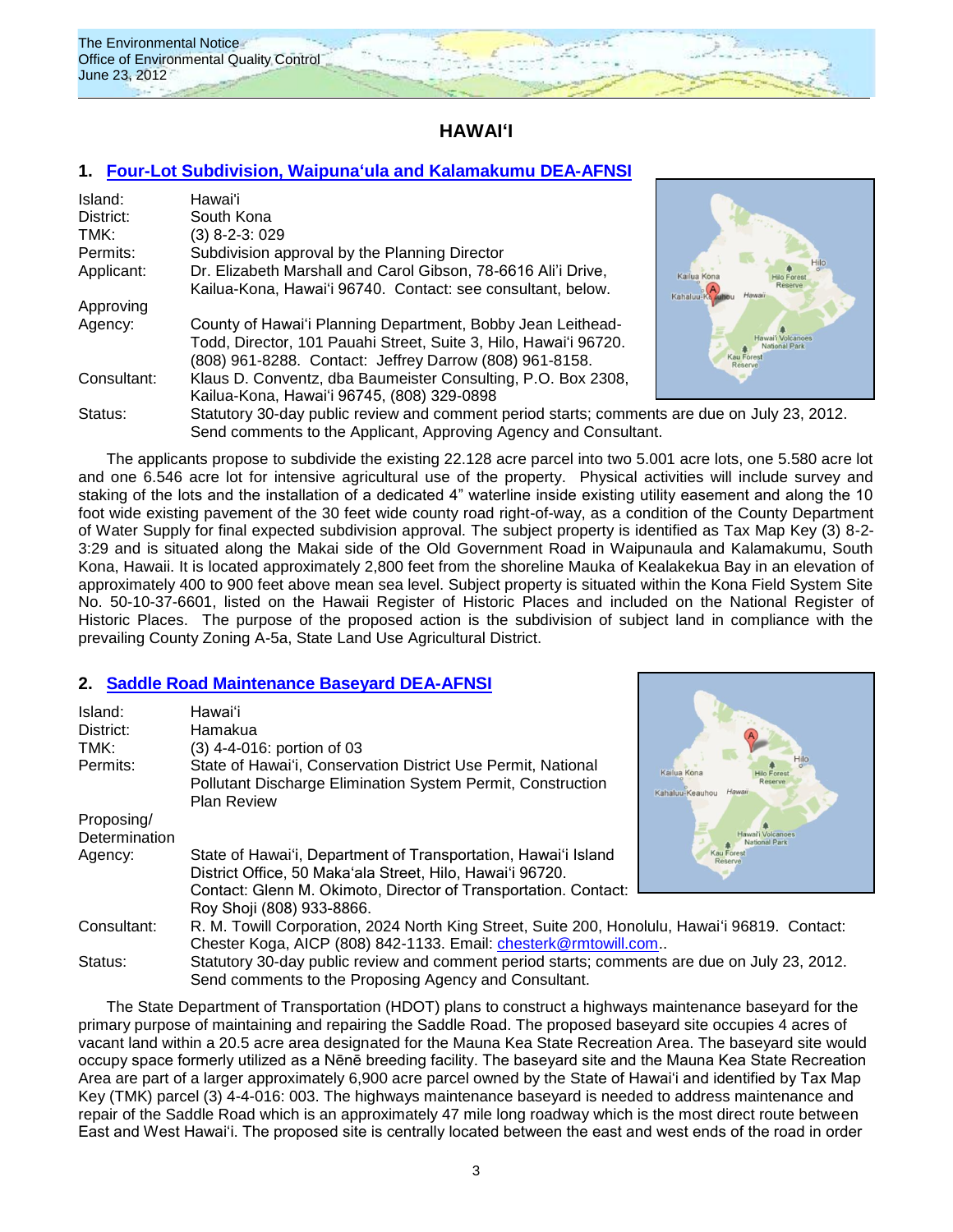## HAWAIʻI

### 1. Four-Lot Subdivision, Waipunaʻula and Kalamakumu DEA-AFNSI

| | |
|---|---|
| Island: | Hawaiʻi |
| District: | South Kona |
| TMK: | (3) 8-2-3: 029 |
| Permits: | Subdivision approval by the Planning Director |
| Applicant: | Dr. Elizabeth Marshall and Carol Gibson, 78-6616 Aliʻi Drive, Kailua-Kona, Hawaiʻi 96740. Contact: see consultant, below. |
| Approving Agency: | County of Hawaiʻi Planning Department, Bobby Jean Leithead-Todd, Director, 101 Pauahi Street, Suite 3, Hilo, Hawaiʻi 96720. (808) 961-8288. Contact: Jeffrey Darrow (808) 961-8158. |
| Consultant: | Klaus D. Conventz, dba Baumeister Consulting, P.O. Box 2308, Kailua-Kona, Hawaiʻi 96745, (808) 329-0898 |
| Status: | Statutory 30-day public review and comment period starts; comments are due on July 23, 2012. Send comments to the Applicant, Approving Agency and Consultant. |

The applicants propose to subdivide the existing 22.128 acre parcel into two 5.001 acre lots, one 5.580 acre lot and one 6.546 acre lot for intensive agricultural use of the property. Physical activities will include survey and staking of the lots and the installation of a dedicated 4" waterline inside existing utility easement and along the 10 foot wide existing pavement of the 30 feet wide county road right-of-way, as a condition of the County Department of Water Supply for final expected subdivision approval. The subject property is identified as Tax Map Key (3) 8-2-3:29 and is situated along the Makai side of the Old Government Road in Waipunaula and Kalamakumu, South Kona, Hawaii. It is located approximately 2,800 feet from the shoreline Mauka of Kealakekua Bay in an elevation of approximately 400 to 900 feet above mean sea level. Subject property is situated within the Kona Field System Site No. 50-10-37-6601, listed on the Hawaii Register of Historic Places and included on the National Register of Historic Places. The purpose of the proposed action is the subdivision of subject land in compliance with the prevailing County Zoning A-5a, State Land Use Agricultural District.

### 2. Saddle Road Maintenance Baseyard DEA-AFNSI

| | |
|---|---|
| Island: | Hawaiʻi |
| District: | Hamakua |
| TMK: | (3) 4-4-016: portion of 03 |
| Permits: | State of Hawaiʻi, Conservation District Use Permit, National Pollutant Discharge Elimination System Permit, Construction Plan Review |
| Proposing/ Determination Agency: | State of Hawaiʻi, Department of Transportation, Hawaiʻi Island District Office, 50 Makaʻala Street, Hilo, Hawaiʻi 96720. Contact: Glenn M. Okimoto, Director of Transportation. Contact: Roy Shoji (808) 933-8866. |
| Consultant: | R. M. Towill Corporation, 2024 North King Street, Suite 200, Honolulu, Hawaiʻi 96819. Contact: Chester Koga, AICP (808) 842-1133. Email: chesterk@rmtowill.com.. |
| Status: | Statutory 30-day public review and comment period starts; comments are due on July 23, 2012. Send comments to the Proposing Agency and Consultant. |

The State Department of Transportation (HDOT) plans to construct a highways maintenance baseyard for the primary purpose of maintaining and repairing the Saddle Road. The proposed baseyard site occupies 4 acres of vacant land within a 20.5 acre area designated for the Mauna Kea State Recreation Area. The baseyard site would occupy space formerly utilized as a Nēnē breeding facility. The baseyard site and the Mauna Kea State Recreation Area are part of a larger approximately 6,900 acre parcel owned by the State of Hawaiʻi and identified by Tax Map Key (TMK) parcel (3) 4-4-016: 003. The highways maintenance baseyard is needed to address maintenance and repair of the Saddle Road which is an approximately 47 mile long roadway which is the most direct route between East and West Hawaiʻi. The proposed site is centrally located between the east and west ends of the road in order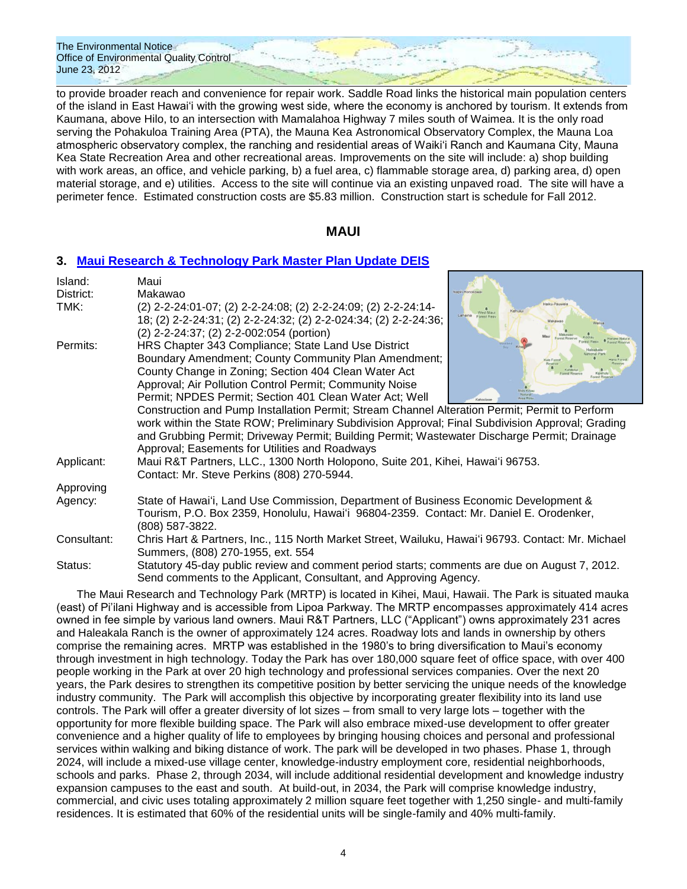to provide broader reach and convenience for repair work. Saddle Road links the historical main population centers of the island in East Hawai'i with the growing west side, where the economy is anchored by tourism. It extends from Kaumana, above Hilo, to an intersection with Mamalahoa Highway 7 miles south of Waimea. It is the only road serving the Pohakuloa Training Area (PTA), the Mauna Kea Astronomical Observatory Complex, the Mauna Loa atmospheric observatory complex, the ranching and residential areas of Waiki'i Ranch and Kaumana City, Mauna Kea State Recreation Area and other recreational areas. Improvements on the site will include: a) shop building with work areas, an office, and vehicle parking, b) a fuel area, c) flammable storage area, d) parking area, d) open material storage, and e) utilities. Access to the site will continue via an existing unpaved road. The site will have a perimeter fence. Estimated construction costs are $5.83 million. Construction start is schedule for Fall 2012.

## MAUI

### 3. Maui Research & Technology Park Master Plan Update DEIS

| | |
|---|---|
| Island: | Maui |
| District: | Makawao |
| TMK: | (2) 2-2-24:01-07; (2) 2-2-24:08; (2) 2-2-24:09; (2) 2-2-24:14-18; (2) 2-2-24:31; (2) 2-2-24:32; (2) 2-2-024:34; (2) 2-2-24:36; (2) 2-2-24:37; (2) 2-2-002:054 (portion) |
| Permits: | HRS Chapter 343 Compliance; State Land Use District Boundary Amendment; County Community Plan Amendment; County Change in Zoning; Section 404 Clean Water Act Approval; Air Pollution Control Permit; Community Noise Permit; NPDES Permit; Section 401 Clean Water Act; Well Construction and Pump Installation Permit; Stream Channel Alteration Permit; Permit to Perform work within the State ROW; Preliminary Subdivision Approval; Final Subdivision Approval; Grading and Grubbing Permit; Driveway Permit; Building Permit; Wastewater Discharge Permit; Drainage Approval; Easements for Utilities and Roadways |
| Applicant: | Maui R&T Partners, LLC., 1300 North Holopono, Suite 201, Kihei, Hawai'i 96753. Contact: Mr. Steve Perkins (808) 270-5944. |
| Approving Agency: | State of Hawai'i, Land Use Commission, Department of Business Economic Development & Tourism, P.O. Box 2359, Honolulu, Hawai'i 96804-2359. Contact: Mr. Daniel E. Orodenker, (808) 587-3822. |
| Consultant: | Chris Hart & Partners, Inc., 115 North Market Street, Wailuku, Hawai'i 96793. Contact: Mr. Michael Summers, (808) 270-1955, ext. 554 |
| Status: | Statutory 45-day public review and comment period starts; comments are due on August 7, 2012. Send comments to the Applicant, Consultant, and Approving Agency. |

The Maui Research and Technology Park (MRTP) is located in Kihei, Maui, Hawaii. The Park is situated mauka (east) of Pi'ilani Highway and is accessible from Lipoa Parkway. The MRTP encompasses approximately 414 acres owned in fee simple by various land owners. Maui R&T Partners, LLC ("Applicant") owns approximately 231 acres and Haleakala Ranch is the owner of approximately 124 acres. Roadway lots and lands in ownership by others comprise the remaining acres. MRTP was established in the 1980's to bring diversification to Maui's economy through investment in high technology. Today the Park has over 180,000 square feet of office space, with over 400 people working in the Park at over 20 high technology and professional services companies. Over the next 20 years, the Park desires to strengthen its competitive position by better servicing the unique needs of the knowledge industry community. The Park will accomplish this objective by incorporating greater flexibility into its land use controls. The Park will offer a greater diversity of lot sizes – from small to very large lots – together with the opportunity for more flexible building space. The Park will also embrace mixed-use development to offer greater convenience and a higher quality of life to employees by bringing housing choices and personal and professional services within walking and biking distance of work. The park will be developed in two phases. Phase 1, through 2024, will include a mixed-use village center, knowledge-industry employment core, residential neighborhoods, schools and parks. Phase 2, through 2034, will include additional residential development and knowledge industry expansion campuses to the east and south. At build-out, in 2034, the Park will comprise knowledge industry, commercial, and civic uses totaling approximately 2 million square feet together with 1,250 single- and multi-family residences. It is estimated that 60% of the residential units will be single-family and 40% multi-family.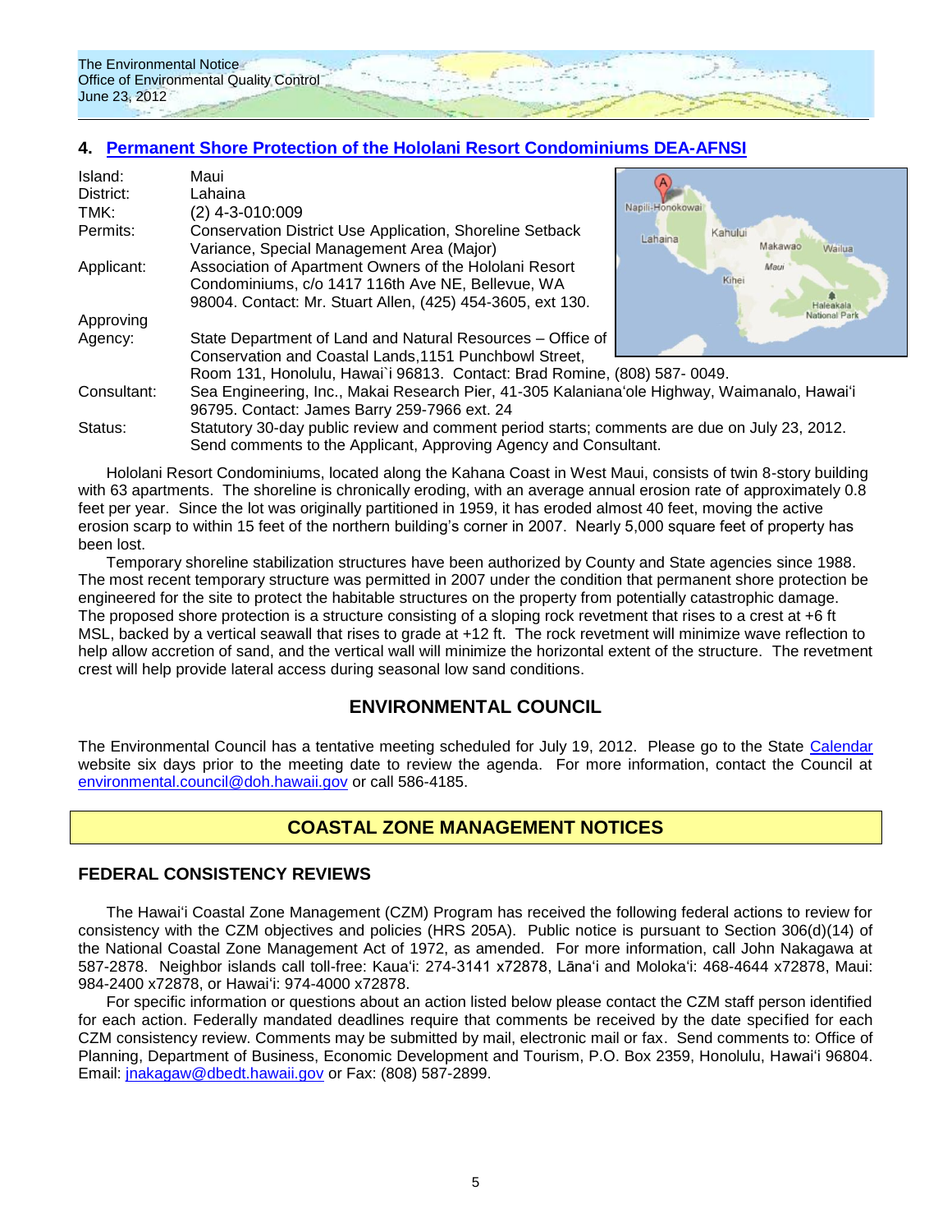## 4. Permanent Shore Protection of the Hololani Resort Condominiums DEA-AFNSI

| | |
|---|---|
| Island: | Maui |
| District: | Lahaina |
| TMK: | (2) 4-3-010:009 |
| Permits: | Conservation District Use Application, Shoreline Setback Variance, Special Management Area (Major) |
| Applicant: | Association of Apartment Owners of the Hololani Resort Condominiums, c/o 1417 116th Ave NE, Bellevue, WA 98004. Contact: Mr. Stuart Allen, (425) 454-3605, ext 130. |
| Approving Agency: | State Department of Land and Natural Resources – Office of Conservation and Coastal Lands,1151 Punchbowl Street, Room 131, Honolulu, Hawai`i 96813. Contact: Brad Romine, (808) 587- 0049. |
| Consultant: | Sea Engineering, Inc., Makai Research Pier, 41-305 Kalanianaʻole Highway, Waimanalo, Hawaiʻi 96795. Contact: James Barry 259-7966 ext. 24 |
| Status: | Statutory 30-day public review and comment period starts; comments are due on July 23, 2012. Send comments to the Applicant, Approving Agency and Consultant. |

Hololani Resort Condominiums, located along the Kahana Coast in West Maui, consists of twin 8-story building with 63 apartments. The shoreline is chronically eroding, with an average annual erosion rate of approximately 0.8 feet per year. Since the lot was originally partitioned in 1959, it has eroded almost 40 feet, moving the active erosion scarp to within 15 feet of the northern building's corner in 2007. Nearly 5,000 square feet of property has been lost.

Temporary shoreline stabilization structures have been authorized by County and State agencies since 1988. The most recent temporary structure was permitted in 2007 under the condition that permanent shore protection be engineered for the site to protect the habitable structures on the property from potentially catastrophic damage. The proposed shore protection is a structure consisting of a sloping rock revetment that rises to a crest at +6 ft MSL, backed by a vertical seawall that rises to grade at +12 ft. The rock revetment will minimize wave reflection to help allow accretion of sand, and the vertical wall will minimize the horizontal extent of the structure. The revetment crest will help provide lateral access during seasonal low sand conditions.

## ENVIRONMENTAL COUNCIL

The Environmental Council has a tentative meeting scheduled for July 19, 2012. Please go to the State Calendar website six days prior to the meeting date to review the agenda. For more information, contact the Council at environmental.council@doh.hawaii.gov or call 586-4185.

## COASTAL ZONE MANAGEMENT NOTICES

### FEDERAL CONSISTENCY REVIEWS

The Hawaiʻi Coastal Zone Management (CZM) Program has received the following federal actions to review for consistency with the CZM objectives and policies (HRS 205A). Public notice is pursuant to Section 306(d)(14) of the National Coastal Zone Management Act of 1972, as amended. For more information, call John Nakagawa at 587-2878. Neighbor islands call toll-free: Kauaʻi: 274-3141 x72878, Lānaʻi and Molokaʻi: 468-4644 x72878, Maui: 984-2400 x72878, or Hawaiʻi: 974-4000 x72878.

For specific information or questions about an action listed below please contact the CZM staff person identified for each action. Federally mandated deadlines require that comments be received by the date specified for each CZM consistency review. Comments may be submitted by mail, electronic mail or fax. Send comments to: Office of Planning, Department of Business, Economic Development and Tourism, P.O. Box 2359, Honolulu, Hawaiʻi 96804. Email: jnakagaw@dbedt.hawaii.gov or Fax: (808) 587-2899.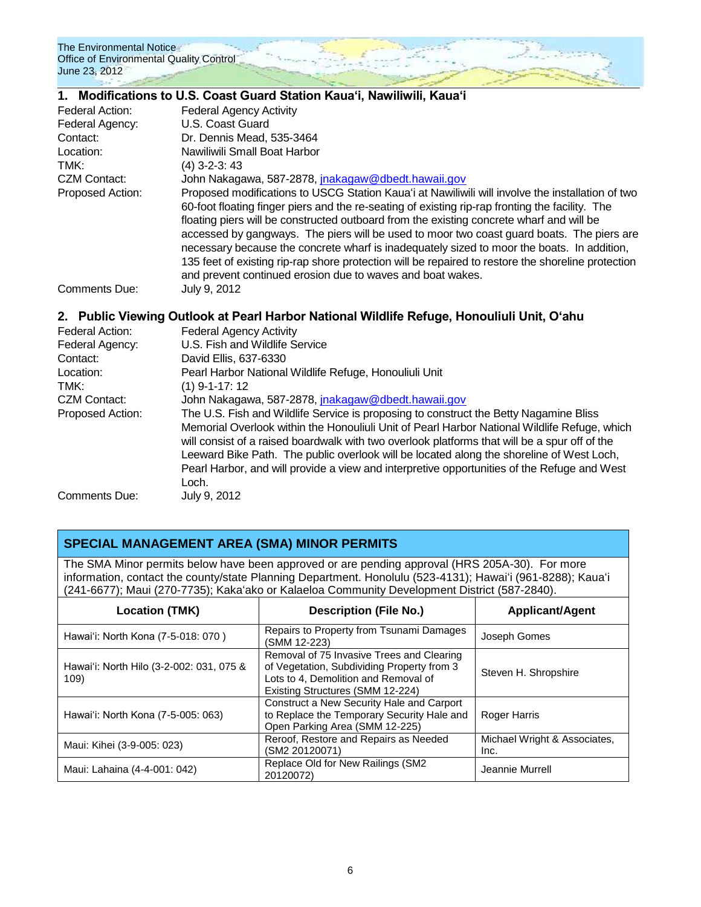## 1. Modifications to U.S. Coast Guard Station Kaua'i, Nawiliwili, Kaua'i

| | |
|---|---|
| Federal Action: | Federal Agency Activity |
| Federal Agency: | U.S. Coast Guard |
| Contact: | Dr. Dennis Mead, 535-3464 |
| Location: | Nawiliwili Small Boat Harbor |
| TMK: | (4) 3-2-3: 43 |
| CZM Contact: | John Nakagawa, 587-2878, jnakagaw@dbedt.hawaii.gov |
| Proposed Action: | Proposed modifications to USCG Station Kaua'i at Nawiliwili will involve the installation of two 60-foot floating finger piers and the re-seating of existing rip-rap fronting the facility. The floating piers will be constructed outboard from the existing concrete wharf and will be accessed by gangways. The piers will be used to moor two coast guard boats. The piers are necessary because the concrete wharf is inadequately sized to moor the boats. In addition, 135 feet of existing rip-rap shore protection will be repaired to restore the shoreline protection and prevent continued erosion due to waves and boat wakes. |
| Comments Due: | July 9, 2012 |

## 2. Public Viewing Outlook at Pearl Harbor National Wildlife Refuge, Honouliuli Unit, O'ahu

| | |
|---|---|
| Federal Action: | Federal Agency Activity |
| Federal Agency: | U.S. Fish and Wildlife Service |
| Contact: | David Ellis, 637-6330 |
| Location: | Pearl Harbor National Wildlife Refuge, Honouliuli Unit |
| TMK: | (1) 9-1-17: 12 |
| CZM Contact: | John Nakagawa, 587-2878, jnakagaw@dbedt.hawaii.gov |
| Proposed Action: | The U.S. Fish and Wildlife Service is proposing to construct the Betty Nagamine Bliss Memorial Overlook within the Honouliuli Unit of Pearl Harbor National Wildlife Refuge, which will consist of a raised boardwalk with two overlook platforms that will be a spur off of the Leeward Bike Path. The public overlook will be located along the shoreline of West Loch, Pearl Harbor, and will provide a view and interpretive opportunities of the Refuge and West Loch. |
| Comments Due: | July 9, 2012 |

## SPECIAL MANAGEMENT AREA (SMA) MINOR PERMITS

The SMA Minor permits below have been approved or are pending approval (HRS 205A-30). For more information, contact the county/state Planning Department. Honolulu (523-4131); Hawai'i (961-8288); Kaua'i (241-6677); Maui (270-7735); Kaka'ako or Kalaeloa Community Development District (587-2840).

| Location (TMK) | Description (File No.) | Applicant/Agent |
|---|---|---|
| Hawai'i: North Kona (7-5-018: 070 ) | Repairs to Property from Tsunami Damages (SMM 12-223) | Joseph Gomes |
| Hawai'i: North Hilo (3-2-002: 031, 075 & 109) | Removal of 75 Invasive Trees and Clearing of Vegetation, Subdividing Property from 3 Lots to 4, Demolition and Removal of Existing Structures (SMM 12-224) | Steven H. Shropshire |
| Hawai'i: North Kona (7-5-005: 063) | Construct a New Security Hale and Carport to Replace the Temporary Security Hale and Open Parking Area (SMM 12-225) | Roger Harris |
| Maui: Kihei (3-9-005: 023) | Reroof, Restore and Repairs as Needed (SM2 20120071) | Michael Wright & Associates, Inc. |
| Maui: Lahaina (4-4-001: 042) | Replace Old for New Railings (SM2 20120072) | Jeannie Murrell |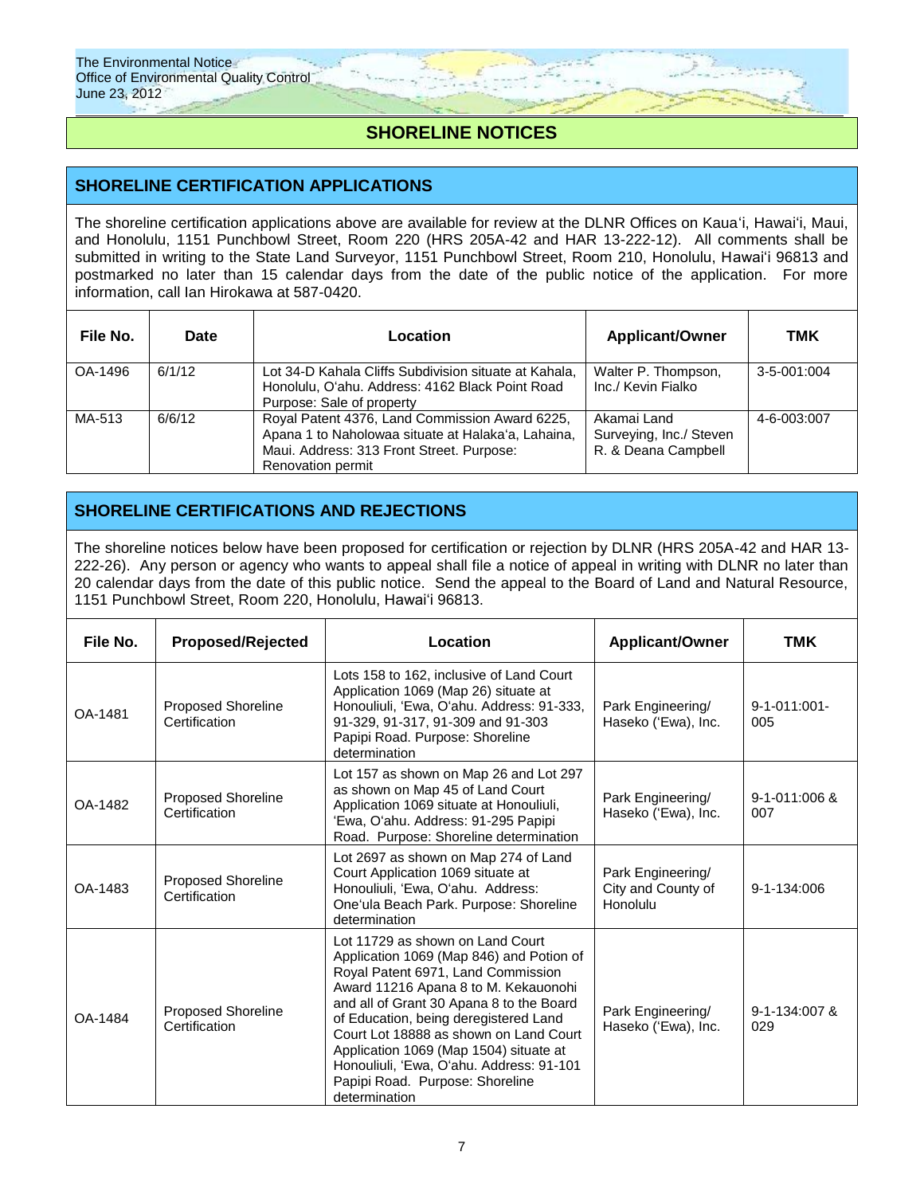## SHORELINE NOTICES

### SHORELINE CERTIFICATION APPLICATIONS

The shoreline certification applications above are available for review at the DLNR Offices on Kaua'i, Hawai'i, Maui, and Honolulu, 1151 Punchbowl Street, Room 220 (HRS 205A-42 and HAR 13-222-12). All comments shall be submitted in writing to the State Land Surveyor, 1151 Punchbowl Street, Room 210, Honolulu, Hawai'i 96813 and postmarked no later than 15 calendar days from the date of the public notice of the application. For more information, call Ian Hirokawa at 587-0420.

| File No. | Date | Location | Applicant/Owner | TMK |
|---|---|---|---|---|
| OA-1496 | 6/1/12 | Lot 34-D Kahala Cliffs Subdivision situate at Kahala, Honolulu, O'ahu. Address: 4162 Black Point Road Purpose: Sale of property | Walter P. Thompson, Inc./ Kevin Fialko | 3-5-001:004 |
| MA-513 | 6/6/12 | Royal Patent 4376, Land Commission Award 6225, Apana 1 to Naholowaa situate at Halaka'a, Lahaina, Maui. Address: 313 Front Street. Purpose: Renovation permit | Akamai Land Surveying, Inc./ Steven R. & Deana Campbell | 4-6-003:007 |

### SHORELINE CERTIFICATIONS AND REJECTIONS

The shoreline notices below have been proposed for certification or rejection by DLNR (HRS 205A-42 and HAR 13-222-26). Any person or agency who wants to appeal shall file a notice of appeal in writing with DLNR no later than 20 calendar days from the date of this public notice. Send the appeal to the Board of Land and Natural Resource, 1151 Punchbowl Street, Room 220, Honolulu, Hawai'i 96813.

| File No. | Proposed/Rejected | Location | Applicant/Owner | TMK |
|---|---|---|---|---|
| OA-1481 | Proposed Shoreline Certification | Lots 158 to 162, inclusive of Land Court Application 1069 (Map 26) situate at Honouliuli, 'Ewa, O'ahu. Address: 91-333, 91-329, 91-317, 91-309 and 91-303 Papipi Road. Purpose: Shoreline determination | Park Engineering/ Haseko ('Ewa), Inc. | 9-1-011:001-005 |
| OA-1482 | Proposed Shoreline Certification | Lot 157 as shown on Map 26 and Lot 297 as shown on Map 45 of Land Court Application 1069 situate at Honouliuli, 'Ewa, O'ahu. Address: 91-295 Papipi Road. Purpose: Shoreline determination | Park Engineering/ Haseko ('Ewa), Inc. | 9-1-011:006 & 007 |
| OA-1483 | Proposed Shoreline Certification | Lot 2697 as shown on Map 274 of Land Court Application 1069 situate at Honouliuli, 'Ewa, O'ahu. Address: One'ula Beach Park. Purpose: Shoreline determination | Park Engineering/ City and County of Honolulu | 9-1-134:006 |
| OA-1484 | Proposed Shoreline Certification | Lot 11729 as shown on Land Court Application 1069 (Map 846) and Potion of Royal Patent 6971, Land Commission Award 11216 Apana 8 to M. Kekauonohi and all of Grant 30 Apana 8 to the Board of Education, being deregistered Land Court Lot 18888 as shown on Land Court Application 1069 (Map 1504) situate at Honouliuli, 'Ewa, O'ahu. Address: 91-101 Papipi Road. Purpose: Shoreline determination | Park Engineering/ Haseko ('Ewa), Inc. | 9-1-134:007 & 029 |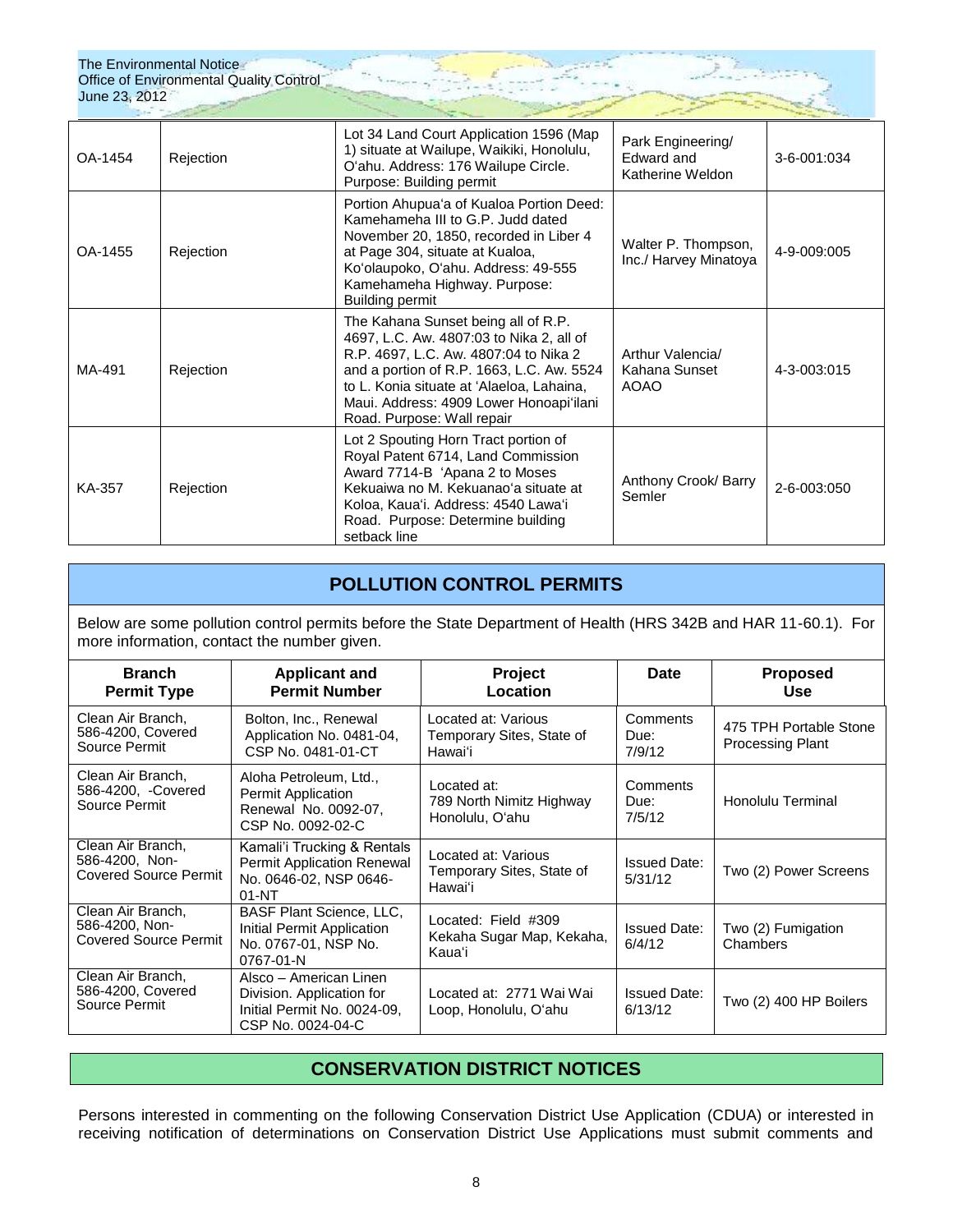| | | | | |
|---|---|---|---|---|
| OA-1454 | Rejection | Lot 34 Land Court Application 1596 (Map 1) situate at Wailupe, Waikiki, Honolulu, O'ahu. Address: 176 Wailupe Circle. Purpose: Building permit | Park Engineering/ Edward and Katherine Weldon | 3-6-001:034 |
| OA-1455 | Rejection | Portion Ahupua'a of Kualoa Portion Deed: Kamehameha III to G.P. Judd dated November 20, 1850, recorded in Liber 4 at Page 304, situate at Kualoa, Ko'olaupoko, O'ahu. Address: 49-555 Kamehameha Highway. Purpose: Building permit | Walter P. Thompson, Inc./ Harvey Minatoya | 4-9-009:005 |
| MA-491 | Rejection | The Kahana Sunset being all of R.P. 4697, L.C. Aw. 4807:03 to Nika 2, all of R.P. 4697, L.C. Aw. 4807:04 to Nika 2 and a portion of R.P. 1663, L.C. Aw. 5524 to L. Konia situate at 'Alaeloa, Lahaina, Maui. Address: 4909 Lower Honoapi'ilani Road. Purpose: Wall repair | Arthur Valencia/ Kahana Sunset AOAO | 4-3-003:015 |
| KA-357 | Rejection | Lot 2 Spouting Horn Tract portion of Royal Patent 6714, Land Commission Award 7714-B 'Apana 2 to Moses Kekuaiwa no M. Kekuanao'a situate at Koloa, Kaua'i. Address: 4540 Lawa'i Road. Purpose: Determine building setback line | Anthony Crook/ Barry Semler | 2-6-003:050 |

## POLLUTION CONTROL PERMITS

Below are some pollution control permits before the State Department of Health (HRS 342B and HAR 11-60.1). For more information, contact the number given.

| Branch Permit Type | Applicant and Permit Number | Project Location | Date | Proposed Use |
|---|---|---|---|---|
| Clean Air Branch, 586-4200, Covered Source Permit | Bolton, Inc., Renewal Application No. 0481-04, CSP No. 0481-01-CT | Located at: Various Temporary Sites, State of Hawai'i | Comments Due: 7/9/12 | 475 TPH Portable Stone Processing Plant |
| Clean Air Branch, 586-4200, -Covered Source Permit | Aloha Petroleum, Ltd., Permit Application Renewal No. 0092-07, CSP No. 0092-02-C | Located at: 789 North Nimitz Highway Honolulu, O'ahu | Comments Due: 7/5/12 | Honolulu Terminal |
| Clean Air Branch, 586-4200, Non-Covered Source Permit | Kamali'i Trucking & Rentals Permit Application Renewal No. 0646-02, NSP 0646-01-NT | Located at: Various Temporary Sites, State of Hawai'i | Issued Date: 5/31/12 | Two (2) Power Screens |
| Clean Air Branch, 586-4200, Non-Covered Source Permit | BASF Plant Science, LLC, Initial Permit Application No. 0767-01, NSP No. 0767-01-N | Located: Field #309 Kekaha Sugar Map, Kekaha, Kaua'i | Issued Date: 6/4/12 | Two (2) Fumigation Chambers |
| Clean Air Branch, 586-4200, Covered Source Permit | Alsco – American Linen Division. Application for Initial Permit No. 0024-09, CSP No. 0024-04-C | Located at: 2771 Wai Wai Loop, Honolulu, O'ahu | Issued Date: 6/13/12 | Two (2) 400 HP Boilers |

## CONSERVATION DISTRICT NOTICES

Persons interested in commenting on the following Conservation District Use Application (CDUA) or interested in receiving notification of determinations on Conservation District Use Applications must submit comments and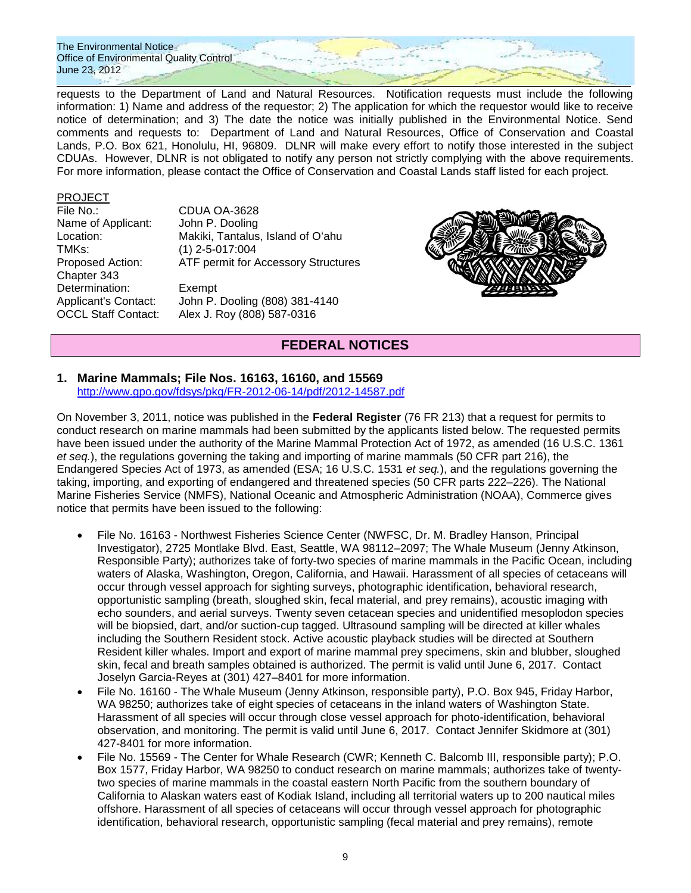requests to the Department of Land and Natural Resources. Notification requests must include the following information: 1) Name and address of the requestor; 2) The application for which the requestor would like to receive notice of determination; and 3) The date the notice was initially published in the Environmental Notice. Send comments and requests to: Department of Land and Natural Resources, Office of Conservation and Coastal Lands, P.O. Box 621, Honolulu, HI, 96809. DLNR will make every effort to notify those interested in the subject CDUAs. However, DLNR is not obligated to notify any person not strictly complying with the above requirements. For more information, please contact the Office of Conservation and Coastal Lands staff listed for each project.

PROJECT

| | |
|---|---|
| File No.: | CDUA OA-3628 |
| Name of Applicant: | John P. Dooling |
| Location: | Makiki, Tantalus, Island of O'ahu |
| TMKs: | (1) 2-5-017:004 |
| Proposed Action: | ATF permit for Accessory Structures |
| Chapter 343 Determination: | Exempt |
| Applicant's Contact: | John P. Dooling (808) 381-4140 |
| OCCL Staff Contact: | Alex J. Roy (808) 587-0316 |

## FEDERAL NOTICES

### 1. Marine Mammals; File Nos. 16163, 16160, and 15569

http://www.gpo.gov/fdsys/pkg/FR-2012-06-14/pdf/2012-14587.pdf

On November 3, 2011, notice was published in the **Federal Register** (76 FR 213) that a request for permits to conduct research on marine mammals had been submitted by the applicants listed below. The requested permits have been issued under the authority of the Marine Mammal Protection Act of 1972, as amended (16 U.S.C. 1361 *et seq.*), the regulations governing the taking and importing of marine mammals (50 CFR part 216), the Endangered Species Act of 1973, as amended (ESA; 16 U.S.C. 1531 *et seq.*), and the regulations governing the taking, importing, and exporting of endangered and threatened species (50 CFR parts 222–226). The National Marine Fisheries Service (NMFS), National Oceanic and Atmospheric Administration (NOAA), Commerce gives notice that permits have been issued to the following:

- File No. 16163 - Northwest Fisheries Science Center (NWFSC, Dr. M. Bradley Hanson, Principal Investigator), 2725 Montlake Blvd. East, Seattle, WA 98112–2097; The Whale Museum (Jenny Atkinson, Responsible Party); authorizes take of forty-two species of marine mammals in the Pacific Ocean, including waters of Alaska, Washington, Oregon, California, and Hawaii. Harassment of all species of cetaceans will occur through vessel approach for sighting surveys, photographic identification, behavioral research, opportunistic sampling (breath, sloughed skin, fecal material, and prey remains), acoustic imaging with echo sounders, and aerial surveys. Twenty seven cetacean species and unidentified mesoplodon species will be biopsied, dart, and/or suction-cup tagged. Ultrasound sampling will be directed at killer whales including the Southern Resident stock. Active acoustic playback studies will be directed at Southern Resident killer whales. Import and export of marine mammal prey specimens, skin and blubber, sloughed skin, fecal and breath samples obtained is authorized. The permit is valid until June 6, 2017. Contact Joselyn Garcia-Reyes at (301) 427–8401 for more information.
- File No. 16160 - The Whale Museum (Jenny Atkinson, responsible party), P.O. Box 945, Friday Harbor, WA 98250; authorizes take of eight species of cetaceans in the inland waters of Washington State. Harassment of all species will occur through close vessel approach for photo-identification, behavioral observation, and monitoring. The permit is valid until June 6, 2017. Contact Jennifer Skidmore at (301) 427-8401 for more information.
- File No. 15569 - The Center for Whale Research (CWR; Kenneth C. Balcomb III, responsible party); P.O. Box 1577, Friday Harbor, WA 98250 to conduct research on marine mammals; authorizes take of twenty-two species of marine mammals in the coastal eastern North Pacific from the southern boundary of California to Alaskan waters east of Kodiak Island, including all territorial waters up to 200 nautical miles offshore. Harassment of all species of cetaceans will occur through vessel approach for photographic identification, behavioral research, opportunistic sampling (fecal material and prey remains), remote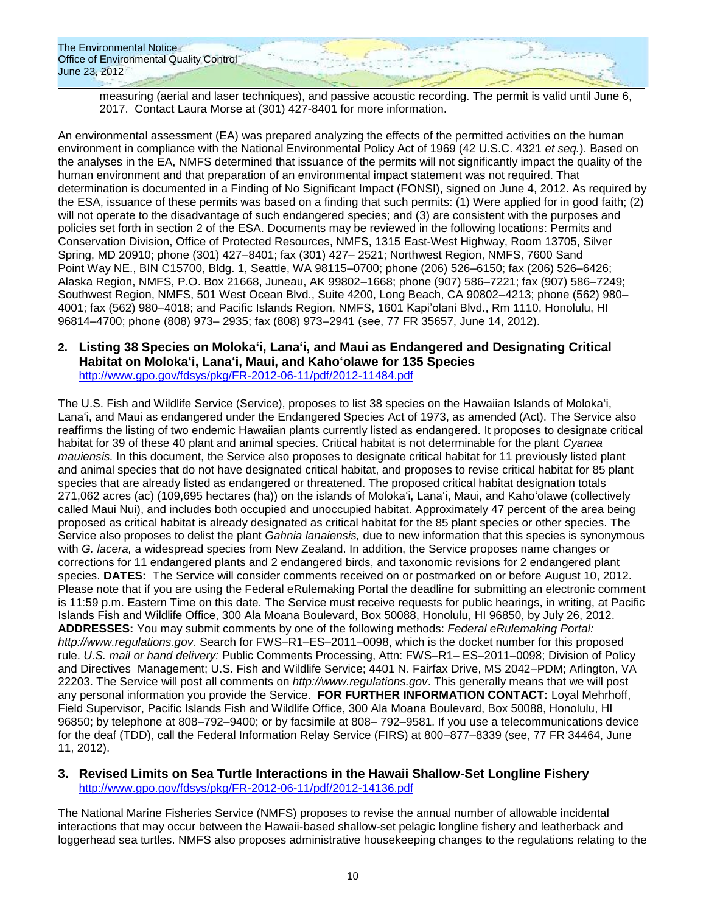measuring (aerial and laser techniques), and passive acoustic recording. The permit is valid until June 6, 2017. Contact Laura Morse at (301) 427-8401 for more information.

An environmental assessment (EA) was prepared analyzing the effects of the permitted activities on the human environment in compliance with the National Environmental Policy Act of 1969 (42 U.S.C. 4321 *et seq.*). Based on the analyses in the EA, NMFS determined that issuance of the permits will not significantly impact the quality of the human environment and that preparation of an environmental impact statement was not required. That determination is documented in a Finding of No Significant Impact (FONSI), signed on June 4, 2012. As required by the ESA, issuance of these permits was based on a finding that such permits: (1) Were applied for in good faith; (2) will not operate to the disadvantage of such endangered species; and (3) are consistent with the purposes and policies set forth in section 2 of the ESA. Documents may be reviewed in the following locations: Permits and Conservation Division, Office of Protected Resources, NMFS, 1315 East-West Highway, Room 13705, Silver Spring, MD 20910; phone (301) 427–8401; fax (301) 427– 2521; Northwest Region, NMFS, 7600 Sand Point Way NE., BIN C15700, Bldg. 1, Seattle, WA 98115–0700; phone (206) 526–6150; fax (206) 526–6426; Alaska Region, NMFS, P.O. Box 21668, Juneau, AK 99802–1668; phone (907) 586–7221; fax (907) 586–7249; Southwest Region, NMFS, 501 West Ocean Blvd., Suite 4200, Long Beach, CA 90802–4213; phone (562) 980–4001; fax (562) 980–4018; and Pacific Islands Region, NMFS, 1601 Kapi'olani Blvd., Rm 1110, Honolulu, HI 96814–4700; phone (808) 973– 2935; fax (808) 973–2941 (see, 77 FR 35657, June 14, 2012).

## 2. Listing 38 Species on Moloka'i, Lana'i, and Maui as Endangered and Designating Critical Habitat on Moloka'i, Lana'i, Maui, and Kaho'olawe for 135 Species

http://www.gpo.gov/fdsys/pkg/FR-2012-06-11/pdf/2012-11484.pdf

The U.S. Fish and Wildlife Service (Service), proposes to list 38 species on the Hawaiian Islands of Moloka'i, Lana'i, and Maui as endangered under the Endangered Species Act of 1973, as amended (Act). The Service also reaffirms the listing of two endemic Hawaiian plants currently listed as endangered. It proposes to designate critical habitat for 39 of these 40 plant and animal species. Critical habitat is not determinable for the plant *Cyanea mauiensis.* In this document, the Service also proposes to designate critical habitat for 11 previously listed plant and animal species that do not have designated critical habitat, and proposes to revise critical habitat for 85 plant species that are already listed as endangered or threatened. The proposed critical habitat designation totals 271,062 acres (ac) (109,695 hectares (ha)) on the islands of Moloka'i, Lana'i, Maui, and Kaho'olawe (collectively called Maui Nui), and includes both occupied and unoccupied habitat. Approximately 47 percent of the area being proposed as critical habitat is already designated as critical habitat for the 85 plant species or other species. The Service also proposes to delist the plant *Gahnia lanaiensis,* due to new information that this species is synonymous with *G. lacera,* a widespread species from New Zealand. In addition, the Service proposes name changes or corrections for 11 endangered plants and 2 endangered birds, and taxonomic revisions for 2 endangered plant species. **DATES:** The Service will consider comments received on or postmarked on or before August 10, 2012. Please note that if you are using the Federal eRulemaking Portal the deadline for submitting an electronic comment is 11:59 p.m. Eastern Time on this date. The Service must receive requests for public hearings, in writing, at Pacific Islands Fish and Wildlife Office, 300 Ala Moana Boulevard, Box 50088, Honolulu, HI 96850, by July 26, 2012. **ADDRESSES:** You may submit comments by one of the following methods: *Federal eRulemaking Portal: http://www.regulations.gov*. Search for FWS–R1–ES–2011–0098, which is the docket number for this proposed rule. *U.S. mail or hand delivery:* Public Comments Processing, Attn: FWS–R1– ES–2011–0098; Division of Policy and Directives Management; U.S. Fish and Wildlife Service; 4401 N. Fairfax Drive, MS 2042–PDM; Arlington, VA 22203. The Service will post all comments on *http://www.regulations.gov*. This generally means that we will post any personal information you provide the Service. **FOR FURTHER INFORMATION CONTACT:** Loyal Mehrhoff, Field Supervisor, Pacific Islands Fish and Wildlife Office, 300 Ala Moana Boulevard, Box 50088, Honolulu, HI 96850; by telephone at 808–792–9400; or by facsimile at 808– 792–9581. If you use a telecommunications device for the deaf (TDD), call the Federal Information Relay Service (FIRS) at 800–877–8339 (see, 77 FR 34464, June 11, 2012).

## 3. Revised Limits on Sea Turtle Interactions in the Hawaii Shallow-Set Longline Fishery

http://www.gpo.gov/fdsys/pkg/FR-2012-06-11/pdf/2012-14136.pdf

The National Marine Fisheries Service (NMFS) proposes to revise the annual number of allowable incidental interactions that may occur between the Hawaii-based shallow-set pelagic longline fishery and leatherback and loggerhead sea turtles. NMFS also proposes administrative housekeeping changes to the regulations relating to the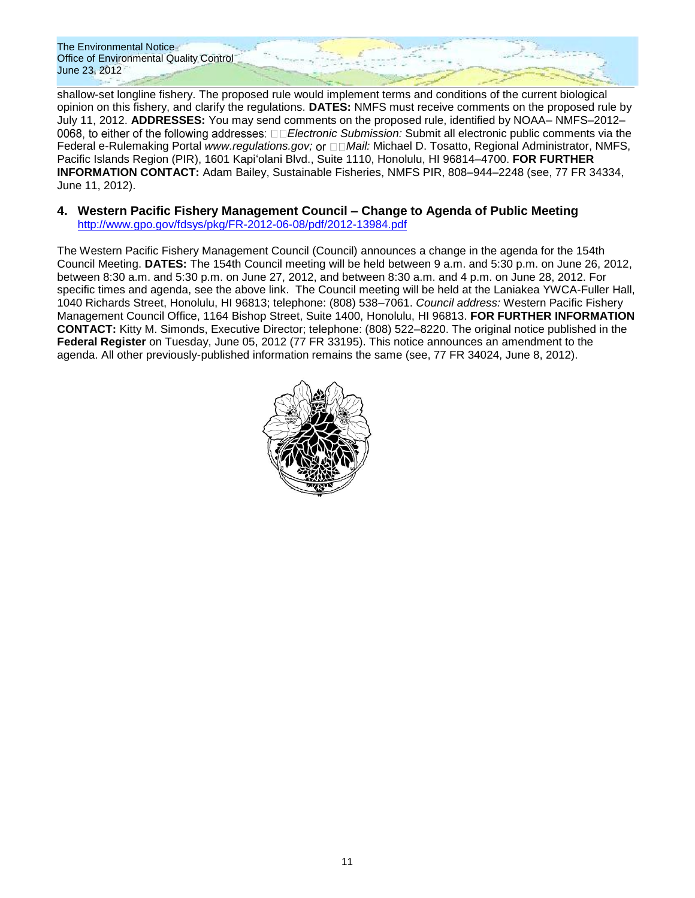shallow-set longline fishery. The proposed rule would implement terms and conditions of the current biological opinion on this fishery, and clarify the regulations. **DATES:** NMFS must receive comments on the proposed rule by July 11, 2012. **ADDRESSES:** You may send comments on the proposed rule, identified by NOAA– NMFS–2012–0068, to either of the following addresses: *Electronic Submission:* Submit all electronic public comments via the Federal e-Rulemaking Portal *www.regulations.gov;* or *Mail:* Michael D. Tosatto, Regional Administrator, NMFS, Pacific Islands Region (PIR), 1601 Kapi'olani Blvd., Suite 1110, Honolulu, HI 96814–4700. **FOR FURTHER INFORMATION CONTACT:** Adam Bailey, Sustainable Fisheries, NMFS PIR, 808–944–2248 (see, 77 FR 34334, June 11, 2012).

### 4. Western Pacific Fishery Management Council – Change to Agenda of Public Meeting

http://www.gpo.gov/fdsys/pkg/FR-2012-06-08/pdf/2012-13984.pdf

The Western Pacific Fishery Management Council (Council) announces a change in the agenda for the 154th Council Meeting. **DATES:** The 154th Council meeting will be held between 9 a.m. and 5:30 p.m. on June 26, 2012, between 8:30 a.m. and 5:30 p.m. on June 27, 2012, and between 8:30 a.m. and 4 p.m. on June 28, 2012. For specific times and agenda, see the above link. The Council meeting will be held at the Laniakea YWCA-Fuller Hall, 1040 Richards Street, Honolulu, HI 96813; telephone: (808) 538–7061. *Council address:* Western Pacific Fishery Management Council Office, 1164 Bishop Street, Suite 1400, Honolulu, HI 96813. **FOR FURTHER INFORMATION CONTACT:** Kitty M. Simonds, Executive Director; telephone: (808) 522–8220. The original notice published in the **Federal Register** on Tuesday, June 05, 2012 (77 FR 33195). This notice announces an amendment to the agenda. All other previously-published information remains the same (see, 77 FR 34024, June 8, 2012).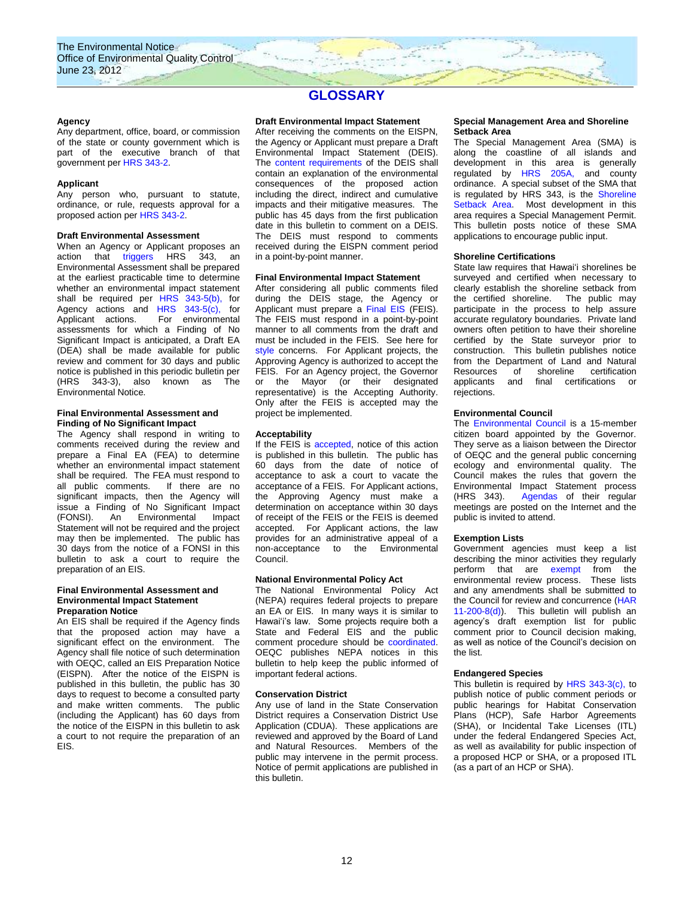# GLOSSARY

### Agency

Any department, office, board, or commission of the state or county government which is part of the executive branch of that government per HRS 343-2.

### Applicant

Any person who, pursuant to statute, ordinance, or rule, requests approval for a proposed action per HRS 343-2.

### Draft Environmental Assessment

When an Agency or Applicant proposes an action that triggers HRS 343, an Environmental Assessment shall be prepared at the earliest practicable time to determine whether an environmental impact statement shall be required per HRS 343-5(b), for Agency actions and HRS 343-5(c), for Applicant actions. For environmental assessments for which a Finding of No Significant Impact is anticipated, a Draft EA (DEA) shall be made available for public review and comment for 30 days and public notice is published in this periodic bulletin per (HRS 343-3), also known as The Environmental Notice.

### Final Environmental Assessment and Finding of No Significant Impact

The Agency shall respond in writing to comments received during the review and prepare a Final EA (FEA) to determine whether an environmental impact statement shall be required. The FEA must respond to all public comments. If there are no significant impacts, then the Agency will issue a Finding of No Significant Impact (FONSI). An Environmental Impact Statement will not be required and the project may then be implemented. The public has 30 days from the notice of a FONSI in this bulletin to ask a court to require the preparation of an EIS.

### Final Environmental Assessment and Environmental Impact Statement Preparation Notice

An EIS shall be required if the Agency finds that the proposed action may have a significant effect on the environment. The Agency shall file notice of such determination with OEQC, called an EIS Preparation Notice (EISPN). After the notice of the EISPN is published in this bulletin, the public has 30 days to request to become a consulted party and make written comments. The public (including the Applicant) has 60 days from the notice of the EISPN in this bulletin to ask a court to not require the preparation of an EIS.

### Draft Environmental Impact Statement

After receiving the comments on the EISPN, the Agency or Applicant must prepare a Draft Environmental Impact Statement (DEIS). The content requirements of the DEIS shall contain an explanation of the environmental consequences of the proposed action including the direct, indirect and cumulative impacts and their mitigative measures. The public has 45 days from the first publication date in this bulletin to comment on a DEIS. The DEIS must respond to comments received during the EISPN comment period in a point-by-point manner.

### Final Environmental Impact Statement

After considering all public comments filed during the DEIS stage, the Agency or Applicant must prepare a Final EIS (FEIS). The FEIS must respond in a point-by-point manner to all comments from the draft and must be included in the FEIS. See here for style concerns. For Applicant projects, the Approving Agency is authorized to accept the FEIS. For an Agency project, the Governor or the Mayor (or their designated representative) is the Accepting Authority. Only after the FEIS is accepted may the project be implemented.

### Acceptability

If the FEIS is accepted, notice of this action is published in this bulletin. The public has 60 days from the date of notice of acceptance to ask a court to vacate the acceptance of a FEIS. For Applicant actions, the Approving Agency must make a determination on acceptance within 30 days of receipt of the FEIS or the FEIS is deemed accepted. For Applicant actions, the law provides for an administrative appeal of a non-acceptance to the Environmental Council.

### National Environmental Policy Act

The National Environmental Policy Act (NEPA) requires federal projects to prepare an EA or EIS. In many ways it is similar to Hawai'i's law. Some projects require both a State and Federal EIS and the public comment procedure should be coordinated. OEQC publishes NEPA notices in this bulletin to help keep the public informed of important federal actions.

### Conservation District

Any use of land in the State Conservation District requires a Conservation District Use Application (CDUA). These applications are reviewed and approved by the Board of Land and Natural Resources. Members of the public may intervene in the permit process. Notice of permit applications are published in this bulletin.

### Special Management Area and Shoreline Setback Area

The Special Management Area (SMA) is along the coastline of all islands and development in this area is generally regulated by HRS 205A, and county ordinance. A special subset of the SMA that is regulated by HRS 343, is the Shoreline Setback Area. Most development in this area requires a Special Management Permit. This bulletin posts notice of these SMA applications to encourage public input.

### Shoreline Certifications

State law requires that Hawai'i shorelines be surveyed and certified when necessary to clearly establish the shoreline setback from the certified shoreline. The public may participate in the process to help assure accurate regulatory boundaries. Private land owners often petition to have their shoreline certified by the State surveyor prior to construction. This bulletin publishes notice from the Department of Land and Natural Resources of shoreline certification applicants and final certifications or rejections.

### Environmental Council

The Environmental Council is a 15-member citizen board appointed by the Governor. They serve as a liaison between the Director of OEQC and the general public concerning ecology and environmental quality. The Council makes the rules that govern the Environmental Impact Statement process (HRS 343). Agendas of their regular meetings are posted on the Internet and the public is invited to attend.

### Exemption Lists

Government agencies must keep a list describing the minor activities they regularly perform that are exempt from the environmental review process. These lists and any amendments shall be submitted to the Council for review and concurrence (HAR 11-200-8(d)). This bulletin will publish an agency's draft exemption list for public comment prior to Council decision making, as well as notice of the Council's decision on the list.

### Endangered Species

This bulletin is required by HRS 343-3(c), to publish notice of public comment periods or public hearings for Habitat Conservation Plans (HCP), Safe Harbor Agreements (SHA), or Incidental Take Licenses (ITL) under the federal Endangered Species Act, as well as availability for public inspection of a proposed HCP or SHA, or a proposed ITL (as a part of an HCP or SHA).